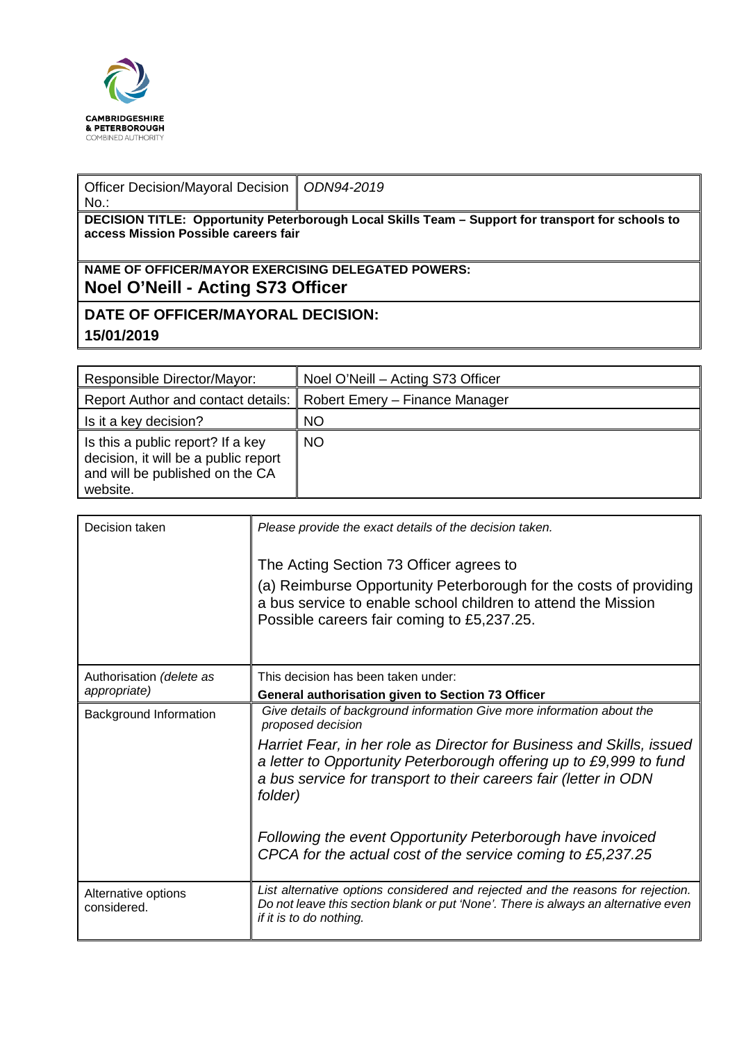CAMBRIDGESHIRE & PETERBOROUGH COMBINED AUTHORITY

| Officer Decision/Mayoral Decision No.: | *ODN94-2019* |
|---|---|
| **DECISION TITLE: Opportunity Peterborough Local Skills Team – Support for transport for schools to access Mission Possible careers fair** | |
| **NAME OF OFFICER/MAYOR EXERCISING DELEGATED POWERS:** **Noel O'Neill - Acting S73 Officer** | |
| **DATE OF OFFICER/MAYORAL DECISION:** **15/01/2019** | |

| Responsible Director/Mayor: | Noel O'Neill – Acting S73 Officer |
|---|---|
| Report Author and contact details: | Robert Emery – Finance Manager |
| Is it a key decision? | NO |
| Is this a public report? If a key decision, it will be a public report and will be published on the CA website. | NO |

| Decision taken | *Please provide the exact details of the decision taken.* The Acting Section 73 Officer agrees to (a) Reimburse Opportunity Peterborough for the costs of providing a bus service to enable school children to attend the Mission Possible careers fair coming to £5,237.25. |
|---|---|
| Authorisation *(delete as appropriate)* | This decision has been taken under: **General authorisation given to Section 73 Officer** |
| Background Information | *Give details of background information Give more information about the proposed decision* *Harriet Fear, in her role as Director for Business and Skills, issued a letter to Opportunity Peterborough offering up to £9,999 to fund a bus service for transport to their careers fair (letter in ODN folder)* *Following the event Opportunity Peterborough have invoiced CPCA for the actual cost of the service coming to £5,237.25* |
| Alternative options considered. | *List alternative options considered and rejected and the reasons for rejection. Do not leave this section blank or put 'None'. There is always an alternative even if it is to do nothing.* |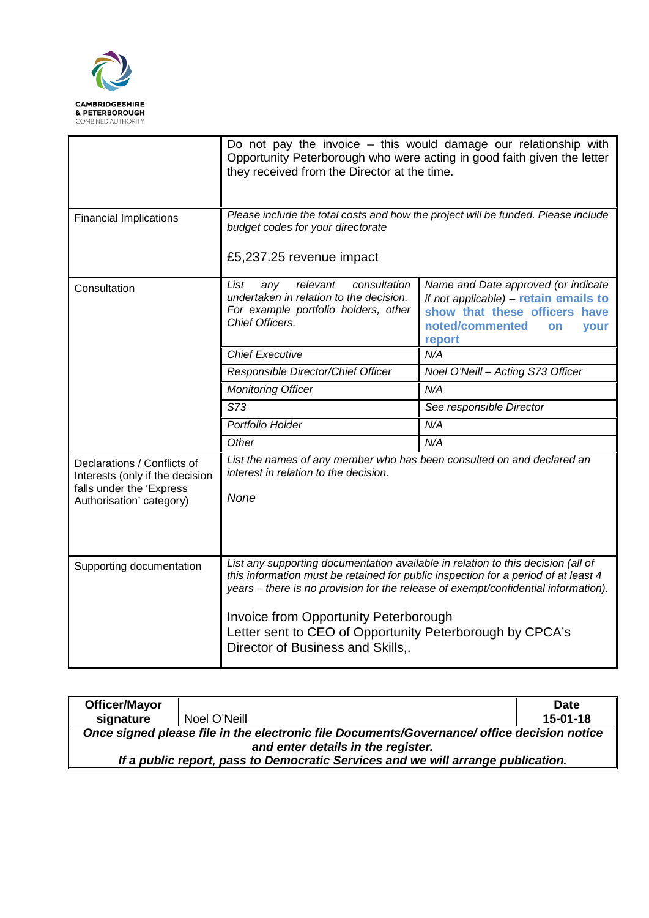**CAMBRIDGESHIRE & PETERBOROUGH**
COMBINED AUTHORITY

| | | |
|---|---|---|
| | Do not pay the invoice – this would damage our relationship with Opportunity Peterborough who were acting in good faith given the letter they received from the Director at the time. | |
| Financial Implications | *Please include the total costs and how the project will be funded. Please include budget codes for your directorate*<br><br>£5,237.25 revenue impact | |
| Consultation | *List any relevant consultation undertaken in relation to the decision. For example portfolio holders, other Chief Officers.* | *Name and Date approved (or indicate if not applicable) –* **retain emails to show that these officers have noted/commented on your report** |
| | *Chief Executive* | *N/A* |
| | *Responsible Director/Chief Officer* | *Noel O'Neill – Acting S73 Officer* |
| | *Monitoring Officer* | *N/A* |
| | *S73* | *See responsible Director* |
| | *Portfolio Holder* | *N/A* |
| | *Other* | *N/A* |
| Declarations / Conflicts of Interests (only if the decision falls under the 'Express Authorisation' category) | *List the names of any member who has been consulted on and declared an interest in relation to the decision.*<br><br>*None* | |
| Supporting documentation | *List any supporting documentation available in relation to this decision (all of this information must be retained for public inspection for a period of at least 4 years – there is no provision for the release of exempt/confidential information).*<br><br>Invoice from Opportunity Peterborough<br>Letter sent to CEO of Opportunity Peterborough by CPCA's Director of Business and Skills,. | |

| **Officer/Mayor signature** | Noel O'Neill | **Date 15-01-18** |
|---|---|---|

***Once signed please file in the electronic file Documents/Governance/ office decision notice and enter details in the register.***
***If a public report, pass to Democratic Services and we will arrange publication.***